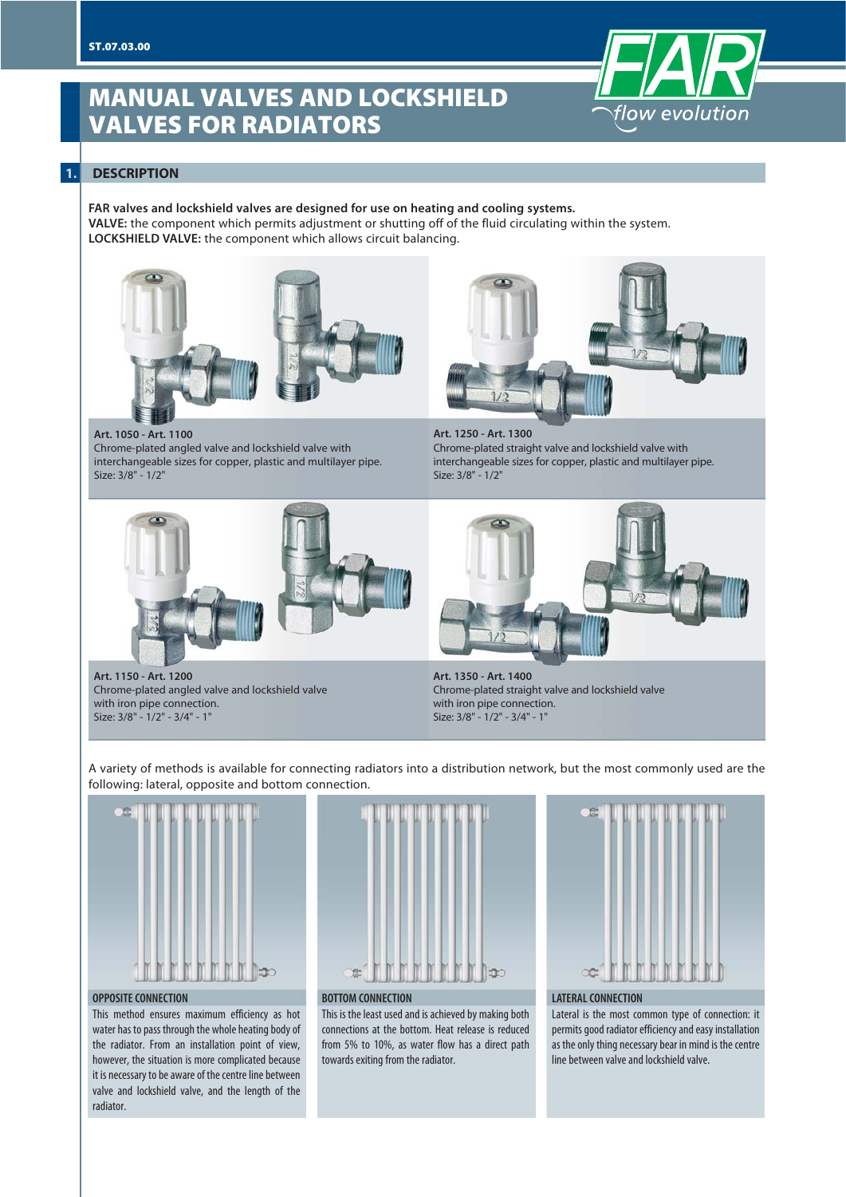# MANUAL VALVES AND LOCKSHIELD VALVES FOR RADIATORS

## 1. DESCRIPTION

**FAR valves and lockshield valves are designed for use on heating and cooling systems.**
**VALVE:** the component which permits adjustment or shutting off of the fluid circulating within the system.
**LOCKSHIELD VALVE:** the component which allows circuit balancing.

**Art. 1050 - Art. 1100**
Chrome-plated angled valve and lockshield valve with interchangeable sizes for copper, plastic and multilayer pipe.
Size: 3/8" - 1/2"

**Art. 1250 - Art. 1300**
Chrome-plated straight valve and lockshield valve with interchangeable sizes for copper, plastic and multilayer pipe.
Size: 3/8" - 1/2"

**Art. 1150 - Art. 1200**
Chrome-plated angled valve and lockshield valve with iron pipe connection.
Size: 3/8" - 1/2" - 3/4" - 1"

**Art. 1350 - Art. 1400**
Chrome-plated straight valve and lockshield valve with iron pipe connection.
Size: 3/8" - 1/2" - 3/4" - 1"

A variety of methods is available for connecting radiators into a distribution network, but the most commonly used are the following: lateral, opposite and bottom connection.

**OPPOSITE CONNECTION**
This method ensures maximum efficiency as hot water has to pass through the whole heating body of the radiator. From an installation point of view, however, the situation is more complicated because it is necessary to be aware of the centre line between valve and lockshield valve, and the length of the radiator.

**BOTTOM CONNECTION**
This is the least used and is achieved by making both connections at the bottom. Heat release is reduced from 5% to 10%, as water flow has a direct path towards exiting from the radiator.

**LATERAL CONNECTION**
Lateral is the most common type of connection: it permits good radiator efficiency and easy installation as the only thing necessary bear in mind is the centre line between valve and lockshield valve.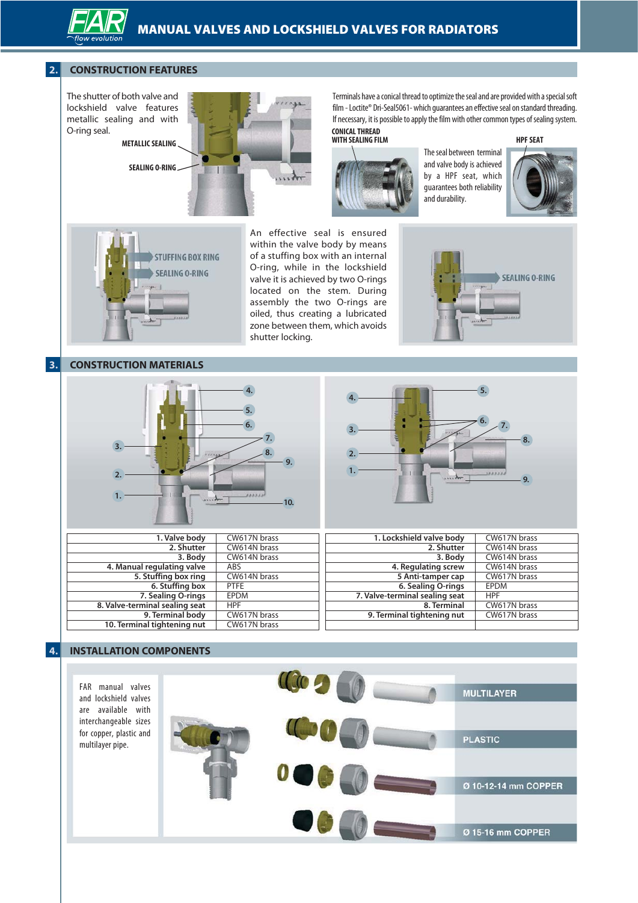## 2. CONSTRUCTION FEATURES

The shutter of both valve and lockshield valve features metallic sealing and with O-ring seal.

METALLIC SEALING

SEALING O-RING

Terminals have a conical thread to optimize the seal and are provided with a special soft film - Loctite® Dri-Seal5061- which guarantees an effective seal on standard threading. If necessary, it is possible to apply the film with other common types of sealing system.

CONICAL THREAD WITH SEALING FILM

HPF SEAT

The seal between terminal and valve body is achieved by a HPF seat, which guarantees both reliability and durability.

STUFFING BOX RING

SEALING O-RING

An effective seal is ensured within the valve body by means of a stuffing box with an internal O-ring, while in the lockshield valve it is achieved by two O-rings located on the stem. During assembly the two O-rings are oiled, thus creating a lubricated zone between them, which avoids shutter locking.

SEALING O-RING

## 3. CONSTRUCTION MATERIALS

| Component | Material |
|---|---|
| 1. Valve body | CW617N brass |
| 2. Shutter | CW614N brass |
| 3. Body | CW614N brass |
| 4. Manual regulating valve | ABS |
| 5. Stuffing box ring | CW614N brass |
| 6. Stuffing box | PTFE |
| 7. Sealing O-rings | EPDM |
| 8. Valve-terminal sealing seat | HPF |
| 9. Terminal body | CW617N brass |
| 10. Terminal tightening nut | CW617N brass |

| Component | Material |
|---|---|
| 1. Lockshield valve body | CW617N brass |
| 2. Shutter | CW614N brass |
| 3. Body | CW614N brass |
| 4. Regulating screw | CW614N brass |
| 5 Anti-tamper cap | CW617N brass |
| 6. Sealing O-rings | EPDM |
| 7. Valve-terminal sealing seat | HPF |
| 8. Terminal | CW617N brass |
| 9. Terminal tightening nut | CW617N brass |

## 4. INSTALLATION COMPONENTS

FAR manual valves and lockshield valves are available with interchangeable sizes for copper, plastic and multilayer pipe.

MULTILAYER

PLASTIC

Ø 10-12-14 mm COPPER

Ø 15-16 mm COPPER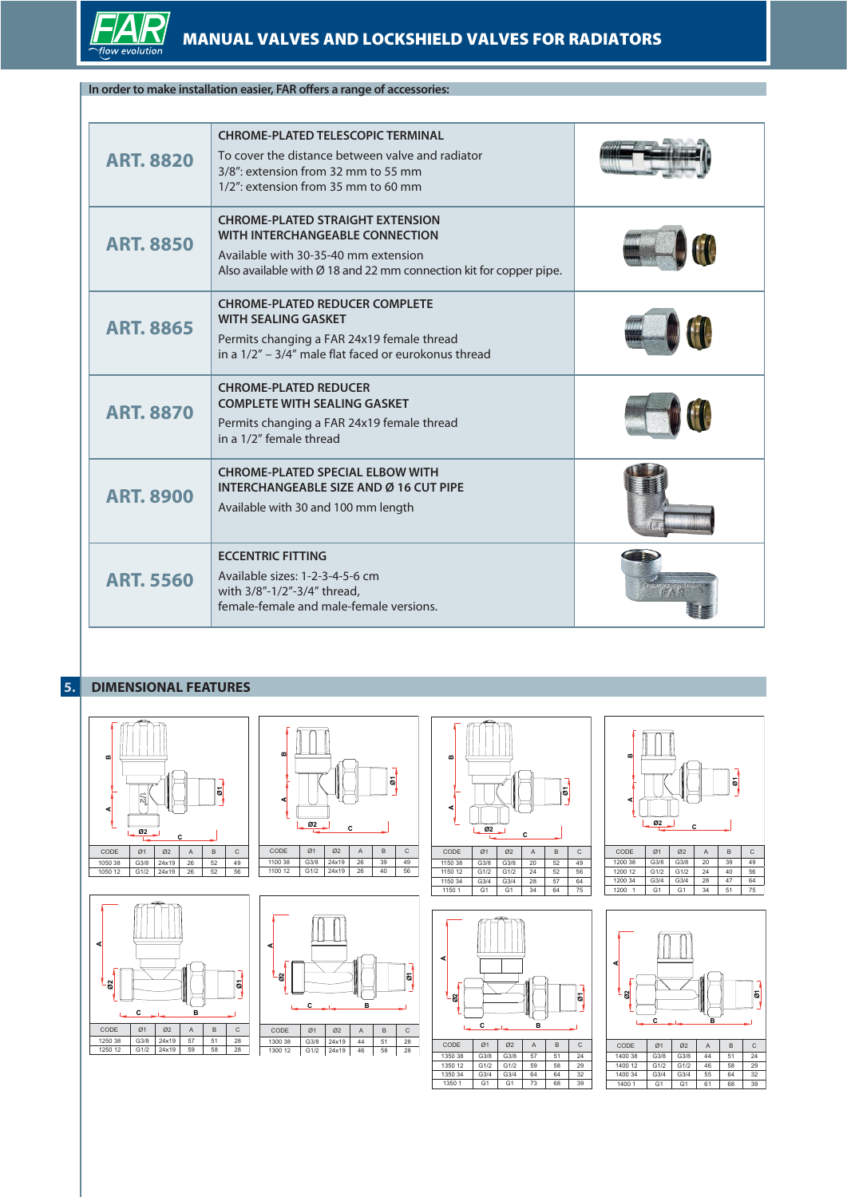# MANUAL VALVES AND LOCKSHIELD VALVES FOR RADIATORS

**In order to make installation easier, FAR offers a range of accessories:**

| ART. | Description |
|---|---|
| **ART. 8820** | **CHROME-PLATED TELESCOPIC TERMINAL**<br>To cover the distance between valve and radiator<br>3/8": extension from 32 mm to 55 mm<br>1/2": extension from 35 mm to 60 mm |
| **ART. 8850** | **CHROME-PLATED STRAIGHT EXTENSION WITH INTERCHANGEABLE CONNECTION**<br>Available with 30-35-40 mm extension<br>Also available with Ø 18 and 22 mm connection kit for copper pipe. |
| **ART. 8865** | **CHROME-PLATED REDUCER COMPLETE WITH SEALING GASKET**<br>Permits changing a FAR 24x19 female thread in a 1/2" – 3/4" male flat faced or eurokonus thread |
| **ART. 8870** | **CHROME-PLATED REDUCER COMPLETE WITH SEALING GASKET**<br>Permits changing a FAR 24x19 female thread in a 1/2" female thread |
| **ART. 8900** | **CHROME-PLATED SPECIAL ELBOW WITH INTERCHANGEABLE SIZE AND Ø 16 CUT PIPE**<br>Available with 30 and 100 mm length |
| **ART. 5560** | **ECCENTRIC FITTING**<br>Available sizes: 1-2-3-4-5-6 cm<br>with 3/8"-1/2"-3/4" thread,<br>female-female and male-female versions. |

## 5. DIMENSIONAL FEATURES

| CODE | Ø1 | Ø2 | A | B | C |
|---|---|---|---|---|---|
| 1050 38 | G3/8 | 24x19 | 26 | 52 | 49 |
| 1050 12 | G1/2 | 24x19 | 26 | 52 | 56 |

| CODE | Ø1 | Ø2 | A | B | C |
|---|---|---|---|---|---|
| 1100 38 | G3/8 | 24x19 | 26 | 39 | 49 |
| 1100 12 | G1/2 | 24x19 | 26 | 40 | 56 |

| CODE | Ø1 | Ø2 | A | B | C |
|---|---|---|---|---|---|
| 1150 38 | G3/8 | G3/8 | 20 | 52 | 49 |
| 1150 12 | G1/2 | G1/2 | 24 | 52 | 56 |
| 1150 34 | G3/4 | G3/4 | 28 | 57 | 64 |
| 1150 1 | G1 | G1 | 34 | 64 | 75 |

| CODE | Ø1 | Ø2 | A | B | C |
|---|---|---|---|---|---|
| 1200 38 | G3/8 | G3/8 | 20 | 39 | 49 |
| 1200 12 | G1/2 | G1/2 | 24 | 40 | 56 |
| 1200 34 | G3/4 | G3/4 | 28 | 47 | 64 |
| 1200 1 | G1 | G1 | 34 | 51 | 75 |

| CODE | Ø1 | Ø2 | A | B | C |
|---|---|---|---|---|---|
| 1250 38 | G3/8 | 24x19 | 57 | 51 | 28 |
| 1250 12 | G1/2 | 24x19 | 59 | 58 | 28 |

| CODE | Ø1 | Ø2 | A | B | C |
|---|---|---|---|---|---|
| 1300 38 | G3/8 | 24x19 | 44 | 51 | 28 |
| 1300 12 | G1/2 | 24x19 | 46 | 58 | 28 |

| CODE | Ø1 | Ø2 | A | B | C |
|---|---|---|---|---|---|
| 1350 38 | G3/8 | G3/8 | 57 | 51 | 24 |
| 1350 12 | G1/2 | G1/2 | 59 | 58 | 29 |
| 1350 34 | G3/4 | G3/4 | 64 | 64 | 32 |
| 1350 1 | G1 | G1 | 73 | 68 | 39 |

| CODE | Ø1 | Ø2 | A | B | C |
|---|---|---|---|---|---|
| 1400 38 | G3/8 | G3/8 | 44 | 51 | 24 |
| 1400 12 | G1/2 | G1/2 | 46 | 58 | 29 |
| 1400 34 | G3/4 | G3/4 | 55 | 64 | 32 |
| 1400 1 | G1 | G1 | 61 | 68 | 39 |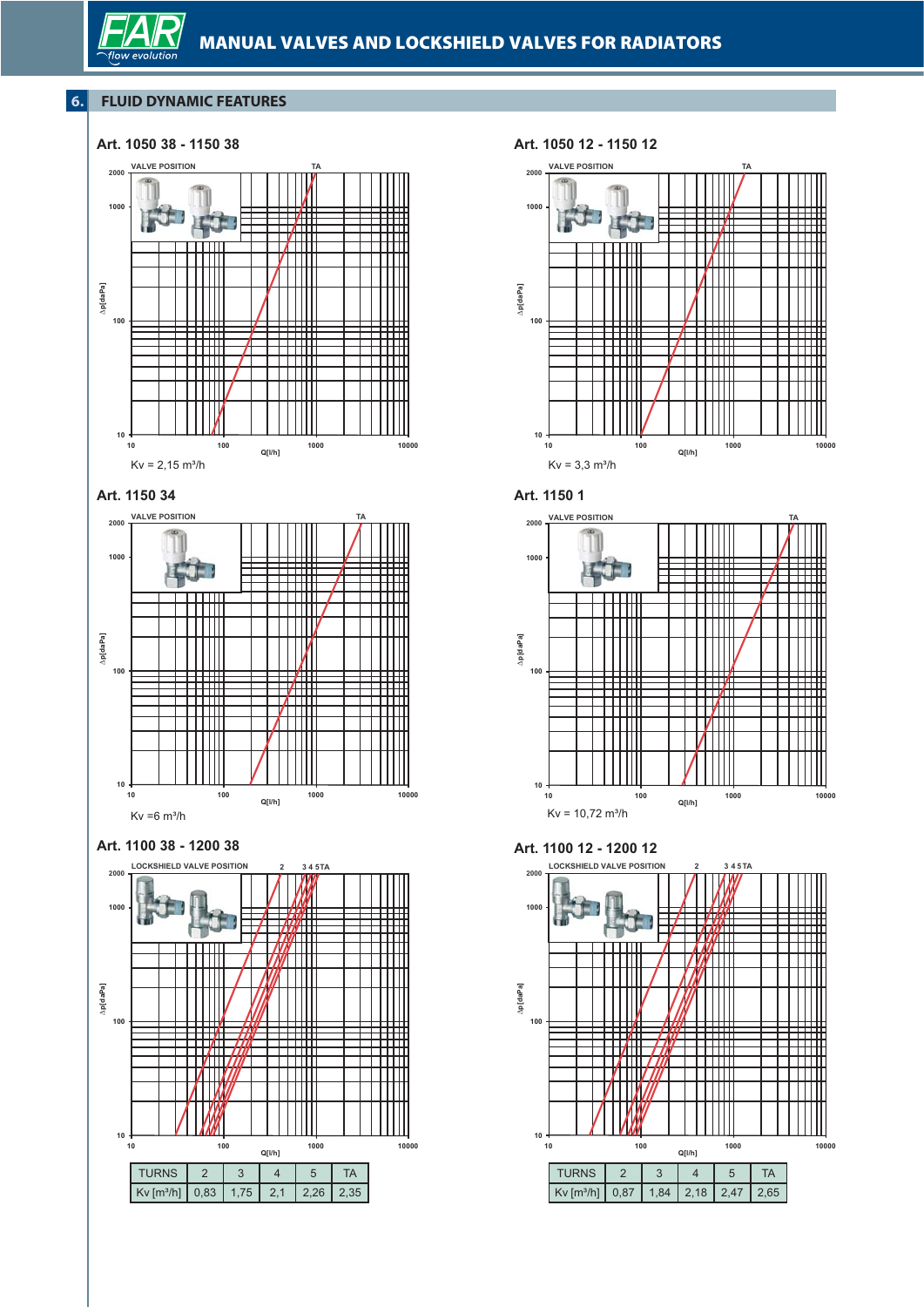## 6. FLUID DYNAMIC FEATURES

### Art. 1050 38 - 1150 38

Kv = 2,15 m³/h

### Art. 1050 12 - 1150 12

Kv = 3,3 m³/h

### Art. 1150 34

Kv =6 m³/h

### Art. 1150 1

Kv = 10,72 m³/h

### Art. 1100 38 - 1200 38

| TURNS | 2 | 3 | 4 | 5 | TA |
|---|---|---|---|---|---|
| Kv [m³/h] | 0,83 | 1,75 | 2,1 | 2,26 | 2,35 |

### Art. 1100 12 - 1200 12

| TURNS | 2 | 3 | 4 | 5 | TA |
|---|---|---|---|---|---|
| Kv [m³/h] | 0,87 | 1,84 | 2,18 | 2,47 | 2,65 |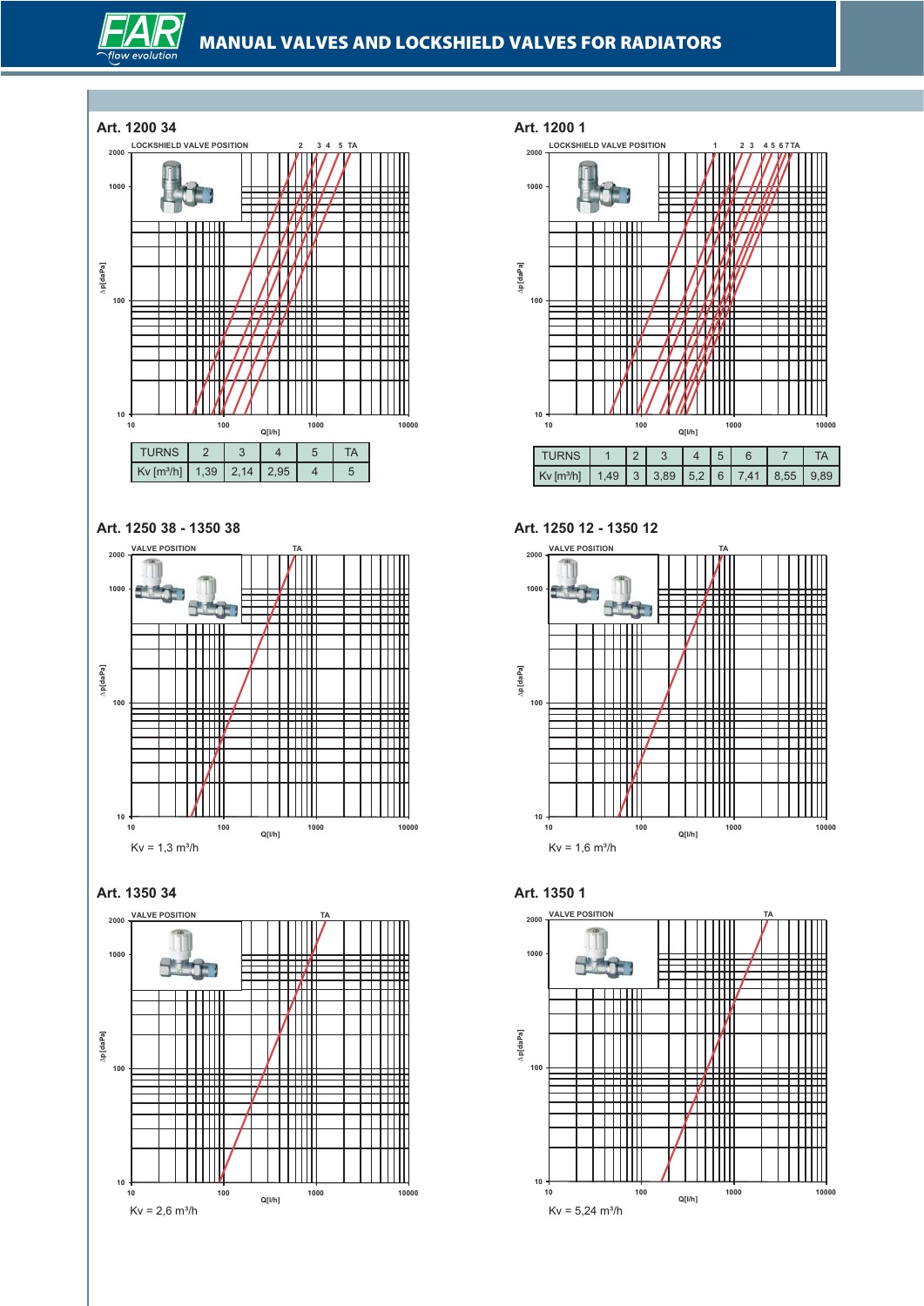# MANUAL VALVES AND LOCKSHIELD VALVES FOR RADIATORS

## Art. 1200 34

LOCKSHIELD VALVE POSITION 2 3 4 5 TA

Δp[daPa] — Q[l/h]

| TURNS | 2 | 3 | 4 | 5 | TA |
|---|---|---|---|---|---|
| Kv [m³/h] | 1,39 | 2,14 | 2,95 | 4 | 5 |

## Art. 1200 1

LOCKSHIELD VALVE POSITION 1 2 3 4 5 6 7 TA

Δp[daPa] — Q[l/h]

| TURNS | 1 | 2 | 3 | 4 | 5 | 6 | 7 | TA |
|---|---|---|---|---|---|---|---|---|
| Kv [m³/h] | 1,49 | 3 | 3,89 | 5,2 | 6 | 7,41 | 8,55 | 9,89 |

## Art. 1250 38 - 1350 38

VALVE POSITION TA

Δp[daPa] — Q[l/h]

Kv = 1,3 m³/h

## Art. 1250 12 - 1350 12

VALVE POSITION TA

Δp[daPa] — Q[l/h]

Kv = 1,6 m³/h

## Art. 1350 34

VALVE POSITION TA

Δp[daPa] — Q[l/h]

Kv = 2,6 m³/h

## Art. 1350 1

VALVE POSITION TA

Δp[daPa] — Q[l/h]

Kv = 5,24 m³/h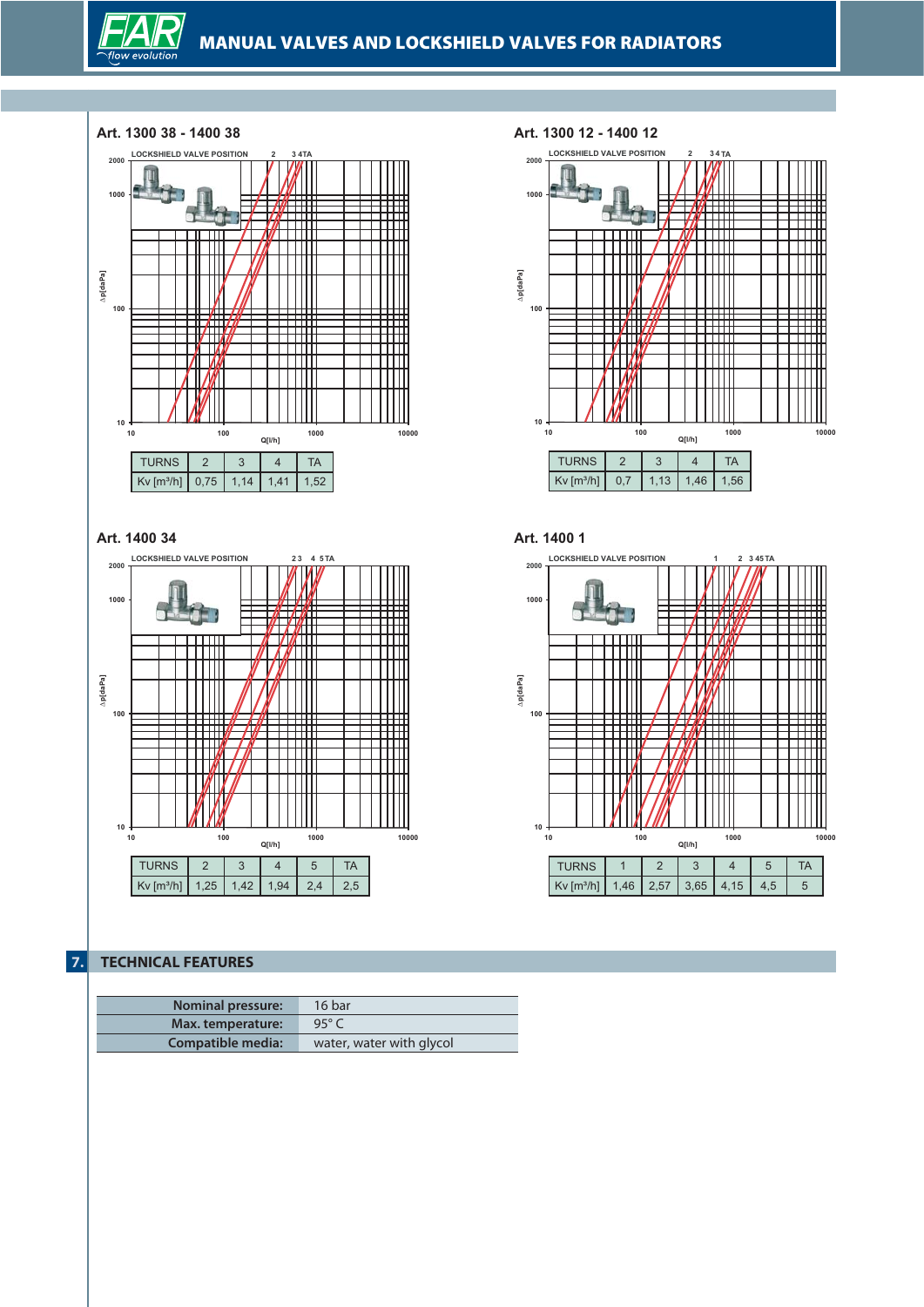## Art. 1300 38 - 1400 38

LOCKSHIELD VALVE POSITION 2 3 4 TA

2000
1000
100
10
Δp[daPa]
10 100 1000 10000
Q[l/h]

| TURNS | 2 | 3 | 4 | TA |
|---|---|---|---|---|
| Kv [m³/h] | 0,75 | 1,14 | 1,41 | 1,52 |

## Art. 1300 12 - 1400 12

LOCKSHIELD VALVE POSITION 2 3 4 TA

2000
1000
100
10
Δp[daPa]
10 100 1000 10000
Q[l/h]

| TURNS | 2 | 3 | 4 | TA |
|---|---|---|---|---|
| Kv [m³/h] | 0,7 | 1,13 | 1,46 | 1,56 |

## Art. 1400 34

LOCKSHIELD VALVE POSITION 2 3 4 5 TA

2000
1000
100
10
Δp[daPa]
10 100 1000 10000
Q[l/h]

| TURNS | 2 | 3 | 4 | 5 | TA |
|---|---|---|---|---|---|
| Kv [m³/h] | 1,25 | 1,42 | 1,94 | 2,4 | 2,5 |

## Art. 1400 1

LOCKSHIELD VALVE POSITION 1 2 3 4 5 TA

2000
1000
100
10
Δp[daPa]
10 100 1000 10000
Q[l/h]

| TURNS | 1 | 2 | 3 | 4 | 5 | TA |
|---|---|---|---|---|---|---|
| Kv [m³/h] | 1,46 | 2,57 | 3,65 | 4,15 | 4,5 | 5 |

## 7. TECHNICAL FEATURES

| | |
|---|---|
| **Nominal pressure:** | 16 bar |
| **Max. temperature:** | 95° C |
| **Compatible media:** | water, water with glycol |